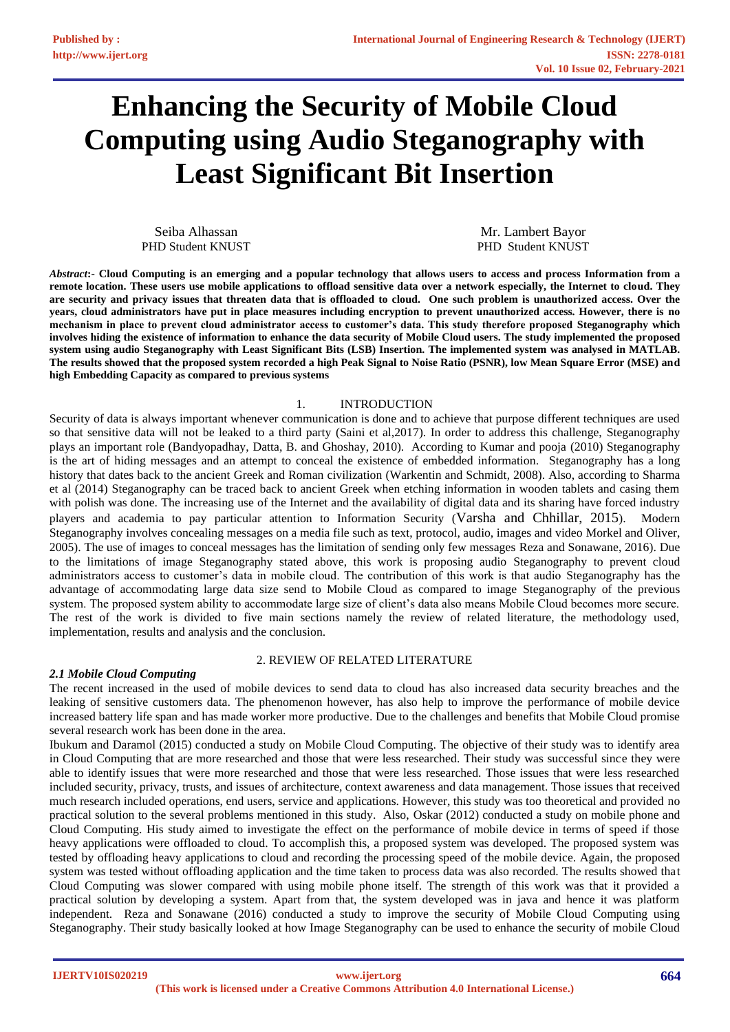# Enhancing the Security of Mobile Cloud Computing using Audio Steganography with Least Significant Bit Insertion

Seiba Alhassan
PHD Student KNUST

Mr. Lambert Bayor
PHD Student KNUST

***Abstract*:- Cloud Computing is an emerging and a popular technology that allows users to access and process Information from a remote location. These users use mobile applications to offload sensitive data over a network especially, the Internet to cloud. They are security and privacy issues that threaten data that is offloaded to cloud. One such problem is unauthorized access. Over the years, cloud administrators have put in place measures including encryption to prevent unauthorized access. However, there is no mechanism in place to prevent cloud administrator access to customer's data. This study therefore proposed Steganography which involves hiding the existence of information to enhance the data security of Mobile Cloud users. The study implemented the proposed system using audio Steganography with Least Significant Bits (LSB) Insertion. The implemented system was analysed in MATLAB. The results showed that the proposed system recorded a high Peak Signal to Noise Ratio (PSNR), low Mean Square Error (MSE) and high Embedding Capacity as compared to previous systems**

## 1. INTRODUCTION

Security of data is always important whenever communication is done and to achieve that purpose different techniques are used so that sensitive data will not be leaked to a third party (Saini et al,2017). In order to address this challenge, Steganography plays an important role (Bandyopadhay, Datta, B. and Ghoshay, 2010). According to Kumar and pooja (2010) Steganography is the art of hiding messages and an attempt to conceal the existence of embedded information. Steganography has a long history that dates back to the ancient Greek and Roman civilization (Warkentin and Schmidt, 2008). Also, according to Sharma et al (2014) Steganography can be traced back to ancient Greek when etching information in wooden tablets and casing them with polish was done. The increasing use of the Internet and the availability of digital data and its sharing have forced industry players and academia to pay particular attention to Information Security (Varsha and Chhillar, 2015). Modern Steganography involves concealing messages on a media file such as text, protocol, audio, images and video Morkel and Oliver, 2005). The use of images to conceal messages has the limitation of sending only few messages Reza and Sonawane, 2016). Due to the limitations of image Steganography stated above, this work is proposing audio Steganography to prevent cloud administrators access to customer's data in mobile cloud. The contribution of this work is that audio Steganography has the advantage of accommodating large data size send to Mobile Cloud as compared to image Steganography of the previous system. The proposed system ability to accommodate large size of client's data also means Mobile Cloud becomes more secure. The rest of the work is divided to five main sections namely the review of related literature, the methodology used, implementation, results and analysis and the conclusion.

## 2. REVIEW OF RELATED LITERATURE

### *2.1 Mobile Cloud Computing*

The recent increased in the used of mobile devices to send data to cloud has also increased data security breaches and the leaking of sensitive customers data. The phenomenon however, has also help to improve the performance of mobile device increased battery life span and has made worker more productive. Due to the challenges and benefits that Mobile Cloud promise several research work has been done in the area.

Ibukum and Daramol (2015) conducted a study on Mobile Cloud Computing. The objective of their study was to identify area in Cloud Computing that are more researched and those that were less researched. Their study was successful since they were able to identify issues that were more researched and those that were less researched. Those issues that were less researched included security, privacy, trusts, and issues of architecture, context awareness and data management. Those issues that received much research included operations, end users, service and applications. However, this study was too theoretical and provided no practical solution to the several problems mentioned in this study. Also, Oskar (2012) conducted a study on mobile phone and Cloud Computing. His study aimed to investigate the effect on the performance of mobile device in terms of speed if those heavy applications were offloaded to cloud. To accomplish this, a proposed system was developed. The proposed system was tested by offloading heavy applications to cloud and recording the processing speed of the mobile device. Again, the proposed system was tested without offloading application and the time taken to process data was also recorded. The results showed that Cloud Computing was slower compared with using mobile phone itself. The strength of this work was that it provided a practical solution by developing a system. Apart from that, the system developed was in java and hence it was platform independent. Reza and Sonawane (2016) conducted a study to improve the security of Mobile Cloud Computing using Steganography. Their study basically looked at how Image Steganography can be used to enhance the security of mobile Cloud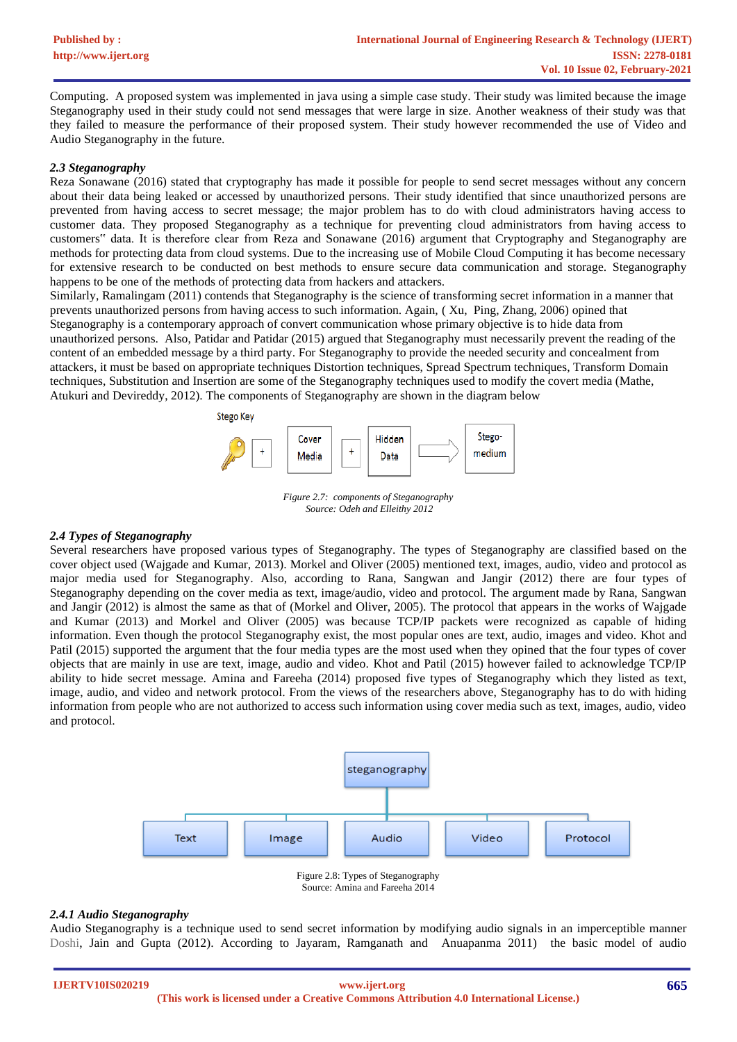Computing. A proposed system was implemented in java using a simple case study. Their study was limited because the image Steganography used in their study could not send messages that were large in size. Another weakness of their study was that they failed to measure the performance of their proposed system. Their study however recommended the use of Video and Audio Steganography in the future.

### *2.3 Steganography*

Reza Sonawane (2016) stated that cryptography has made it possible for people to send secret messages without any concern about their data being leaked or accessed by unauthorized persons. Their study identified that since unauthorized persons are prevented from having access to secret message; the major problem has to do with cloud administrators having access to customer data. They proposed Steganography as a technique for preventing cloud administrators from having access to customers" data. It is therefore clear from Reza and Sonawane (2016) argument that Cryptography and Steganography are methods for protecting data from cloud systems. Due to the increasing use of Mobile Cloud Computing it has become necessary for extensive research to be conducted on best methods to ensure secure data communication and storage. Steganography happens to be one of the methods of protecting data from hackers and attackers.

Similarly, Ramalingam (2011) contends that Steganography is the science of transforming secret information in a manner that prevents unauthorized persons from having access to such information. Again, ( Xu, Ping, Zhang, 2006) opined that Steganography is a contemporary approach of convert communication whose primary objective is to hide data from unauthorized persons. Also, Patidar and Patidar (2015) argued that Steganography must necessarily prevent the reading of the content of an embedded message by a third party. For Steganography to provide the needed security and concealment from attackers, it must be based on appropriate techniques Distortion techniques, Spread Spectrum techniques, Transform Domain techniques, Substitution and Insertion are some of the Steganography techniques used to modify the covert media (Mathe, Atukuri and Devireddy, 2012). The components of Steganography are shown in the diagram below

Stego Key + Cover Media + Hidden Data → Stego-medium

*Figure 2.7: components of Steganography*
*Source: Odeh and Elleithy 2012*

### *2.4 Types of Steganography*

Several researchers have proposed various types of Steganography. The types of Steganography are classified based on the cover object used (Wajgade and Kumar, 2013). Morkel and Oliver (2005) mentioned text, images, audio, video and protocol as major media used for Steganography. Also, according to Rana, Sangwan and Jangir (2012) there are four types of Steganography depending on the cover media as text, image/audio, video and protocol. The argument made by Rana, Sangwan and Jangir (2012) is almost the same as that of (Morkel and Oliver, 2005). The protocol that appears in the works of Wajgade and Kumar (2013) and Morkel and Oliver (2005) was because TCP/IP packets were recognized as capable of hiding information. Even though the protocol Steganography exist, the most popular ones are text, audio, images and video. Khot and Patil (2015) supported the argument that the four media types are the most used when they opined that the four types of cover objects that are mainly in use are text, image, audio and video. Khot and Patil (2015) however failed to acknowledge TCP/IP ability to hide secret message. Amina and Fareeha (2014) proposed five types of Steganography which they listed as text, image, audio, and video and network protocol. From the views of the researchers above, Steganography has to do with hiding information from people who are not authorized to access such information using cover media such as text, images, audio, video and protocol.

steganography → Text | Image | Audio | Video | Protocol

Figure 2.8: Types of Steganography
Source: Amina and Fareeha 2014

#### *2.4.1 Audio Steganography*

Audio Steganography is a technique used to send secret information by modifying audio signals in an imperceptible manner Doshi, Jain and Gupta (2012). According to Jayaram, Ramganath and Anuapanma 2011) the basic model of audio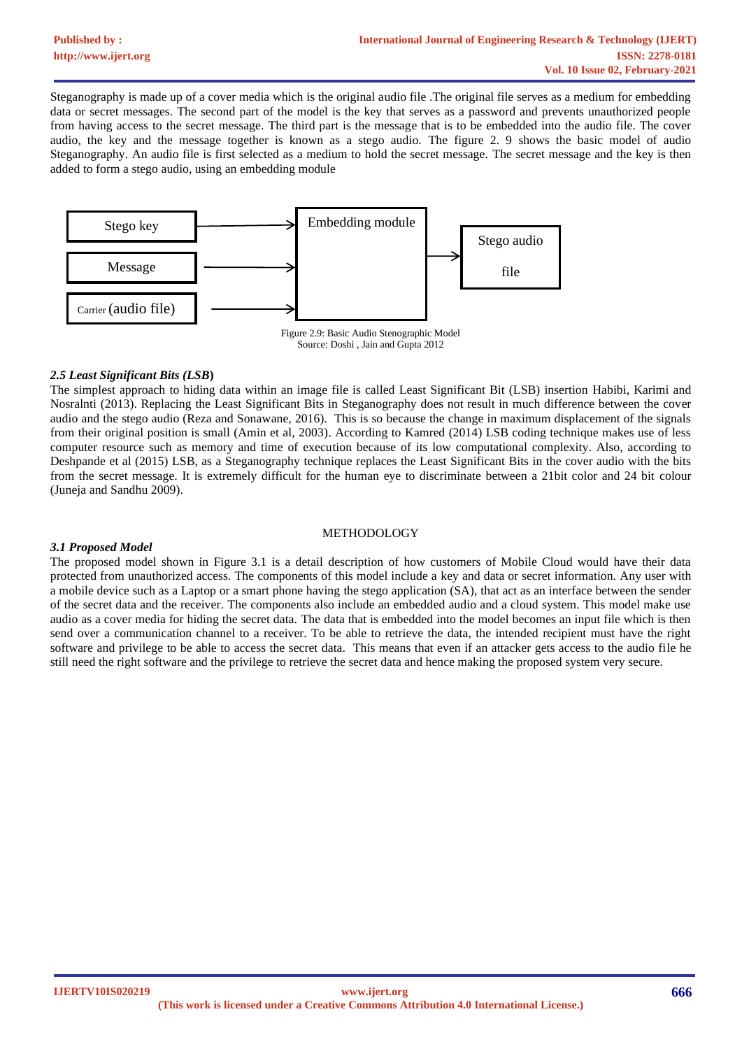Steganography is made up of a cover media which is the original audio file .The original file serves as a medium for embedding data or secret messages. The second part of the model is the key that serves as a password and prevents unauthorized people from having access to the secret message. The third part is the message that is to be embedded into the audio file. The cover audio, the key and the message together is known as a stego audio. The figure 2. 9 shows the basic model of audio Steganography. An audio file is first selected as a medium to hold the secret message. The secret message and the key is then added to form a stego audio, using an embedding module

Stego key → Embedding module
Message → Embedding module
Carrier (audio file) → Embedding module
Embedding module → Stego audio file

Figure 2.9: Basic Audio Stenographic Model
Source: Doshi , Jain and Gupta 2012

### *2.5 Least Significant Bits (LSB)*

The simplest approach to hiding data within an image file is called Least Significant Bit (LSB) insertion Habibi, Karimi and Nosralnti (2013). Replacing the Least Significant Bits in Steganography does not result in much difference between the cover audio and the stego audio (Reza and Sonawane, 2016). This is so because the change in maximum displacement of the signals from their original position is small (Amin et al, 2003). According to Kamred (2014) LSB coding technique makes use of less computer resource such as memory and time of execution because of its low computational complexity. Also, according to Deshpande et al (2015) LSB, as a Steganography technique replaces the Least Significant Bits in the cover audio with the bits from the secret message. It is extremely difficult for the human eye to discriminate between a 21bit color and 24 bit colour (Juneja and Sandhu 2009).

## METHODOLOGY

### *3.1 Proposed Model*

The proposed model shown in Figure 3.1 is a detail description of how customers of Mobile Cloud would have their data protected from unauthorized access. The components of this model include a key and data or secret information. Any user with a mobile device such as a Laptop or a smart phone having the stego application (SA), that act as an interface between the sender of the secret data and the receiver. The components also include an embedded audio and a cloud system. This model make use audio as a cover media for hiding the secret data. The data that is embedded into the model becomes an input file which is then send over a communication channel to a receiver. To be able to retrieve the data, the intended recipient must have the right software and privilege to be able to access the secret data. This means that even if an attacker gets access to the audio file he still need the right software and the privilege to retrieve the secret data and hence making the proposed system very secure.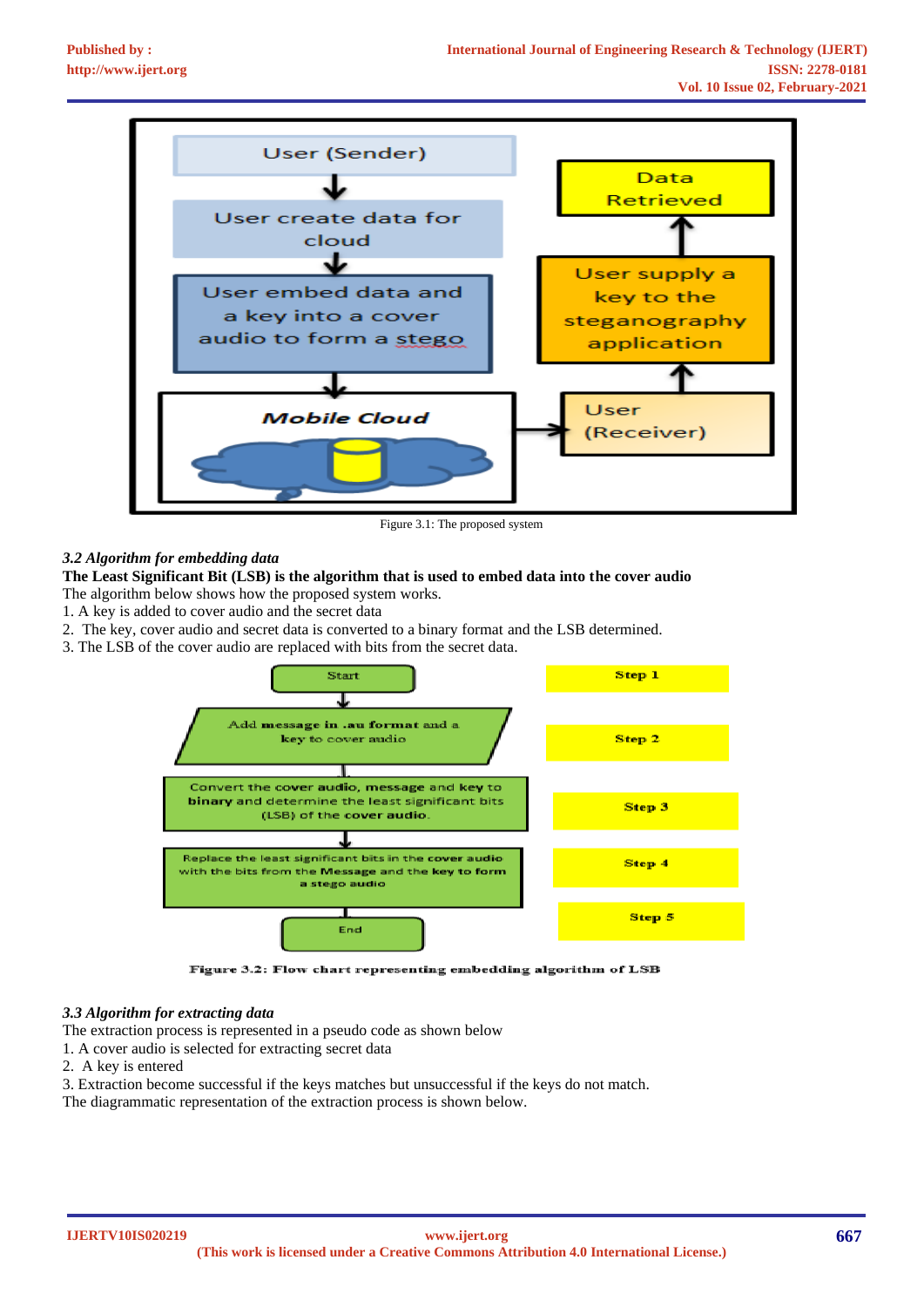Figure 3.1: The proposed system

### *3.2 Algorithm for embedding data*

**The Least Significant Bit (LSB) is the algorithm that is used to embed data into the cover audio**

The algorithm below shows how the proposed system works.

1. A key is added to cover audio and the secret data
2. The key, cover audio and secret data is converted to a binary format and the LSB determined.
3. The LSB of the cover audio are replaced with bits from the secret data.

**Figure 3.2: Flow chart representing embedding algorithm of LSB**

### *3.3 Algorithm for extracting data*

The extraction process is represented in a pseudo code as shown below

1. A cover audio is selected for extracting secret data
2. A key is entered
3. Extraction become successful if the keys matches but unsuccessful if the keys do not match.

The diagrammatic representation of the extraction process is shown below.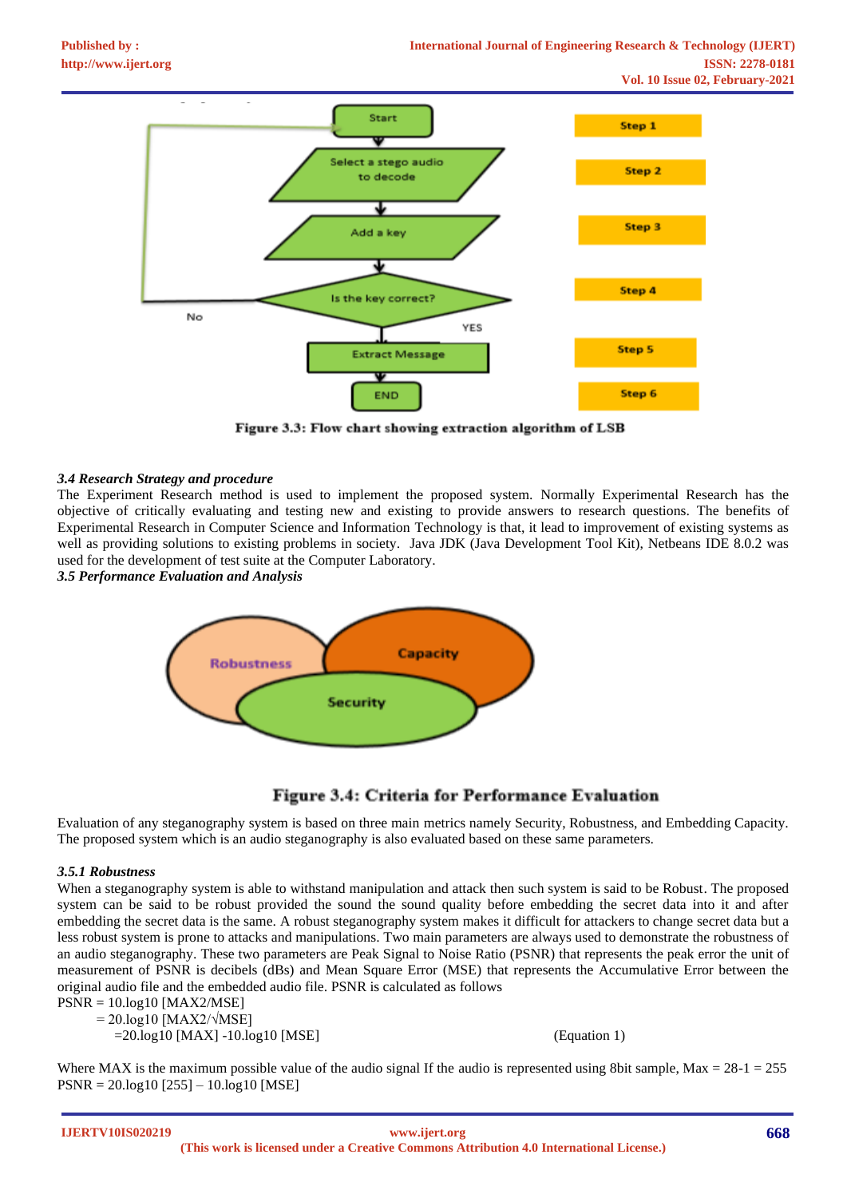Figure 3.3: Flow chart showing extraction algorithm of LSB

*3.4 Research Strategy and procedure*

The Experiment Research method is used to implement the proposed system. Normally Experimental Research has the objective of critically evaluating and testing new and existing to provide answers to research questions. The benefits of Experimental Research in Computer Science and Information Technology is that, it lead to improvement of existing systems as well as providing solutions to existing problems in society. Java JDK (Java Development Tool Kit), Netbeans IDE 8.0.2 was used for the development of test suite at the Computer Laboratory.

*3.5 Performance Evaluation and Analysis*

Figure 3.4: Criteria for Performance Evaluation

Evaluation of any steganography system is based on three main metrics namely Security, Robustness, and Embedding Capacity. The proposed system which is an audio steganography is also evaluated based on these same parameters.

*3.5.1 Robustness*

When a steganography system is able to withstand manipulation and attack then such system is said to be Robust. The proposed system can be said to be robust provided the sound the sound quality before embedding the secret data into it and after embedding the secret data is the same. A robust steganography system makes it difficult for attackers to change secret data but a less robust system is prone to attacks and manipulations. Two main parameters are always used to demonstrate the robustness of an audio steganography. These two parameters are Peak Signal to Noise Ratio (PSNR) that represents the peak error the unit of measurement of PSNR is decibels (dBs) and Mean Square Error (MSE) that represents the Accumulative Error between the original audio file and the embedded audio file. PSNR is calculated as follows

$$\text{PSNR} = 10.\log_{10} [\text{MAX}^2/\text{MSE}]$$
$$= 20.\log_{10} [\text{MAX}^2/\sqrt{\text{MSE}}]$$
$$= 20.\log_{10} [\text{MAX}] - 10.\log_{10} [\text{MSE}] \quad \text{(Equation 1)}$$

Where MAX is the maximum possible value of the audio signal If the audio is represented using 8bit sample, Max = $2^8$-1 = 255

$$\text{PSNR} = 20.\log_{10} [255] - 10.\log_{10} [\text{MSE}]$$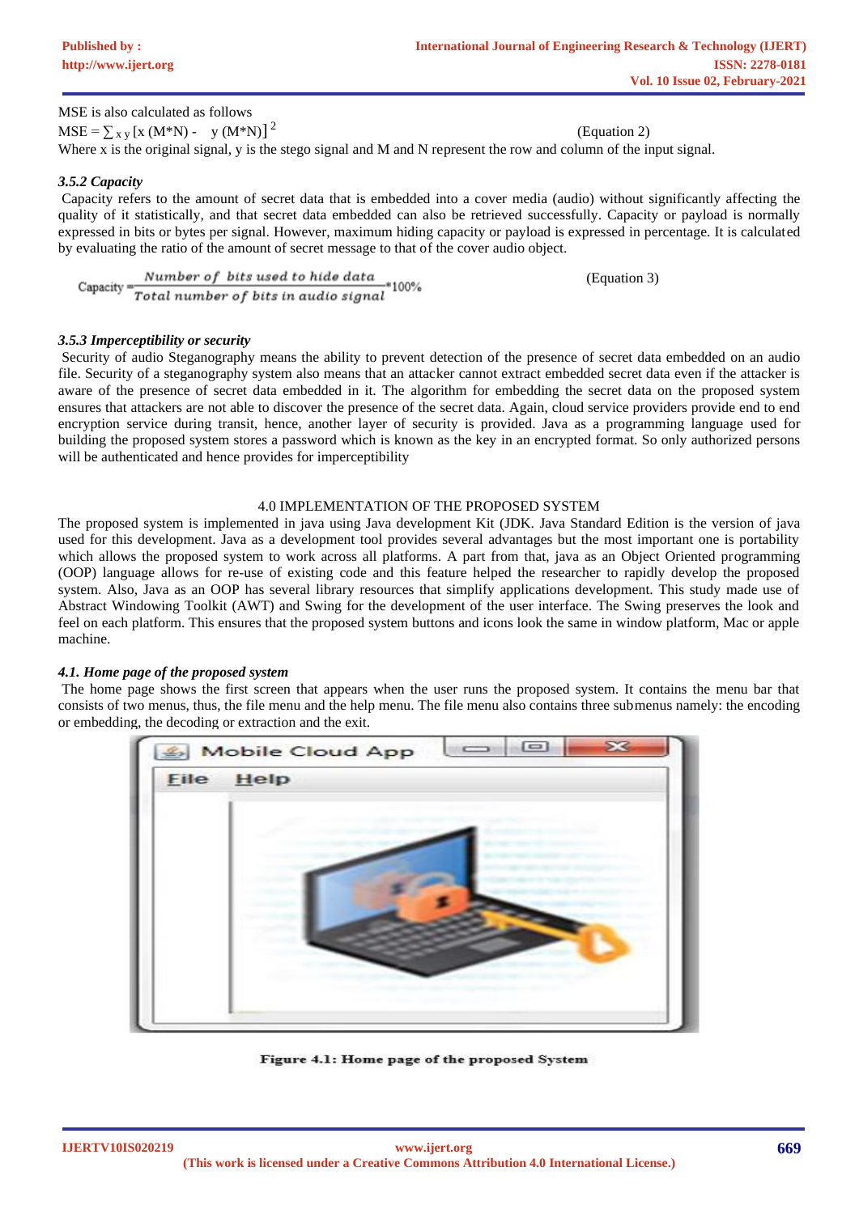MSE is also calculated as follows

$$MSE = \sum_{x\,y} [x\,(M*N) - y\,(M*N)]^2 \qquad \text{(Equation 2)}$$

Where x is the original signal, y is the stego signal and M and N represent the row and column of the input signal.

### *3.5.2 Capacity*

Capacity refers to the amount of secret data that is embedded into a cover media (audio) without significantly affecting the quality of it statistically, and that secret data embedded can also be retrieved successfully. Capacity or payload is normally expressed in bits or bytes per signal. However, maximum hiding capacity or payload is expressed in percentage. It is calculated by evaluating the ratio of the amount of secret message to that of the cover audio object.

$$\text{Capacity} = \frac{\text{Number of bits used to hide data}}{\text{Total number of bits in audio signal}} * 100\% \qquad \text{(Equation 3)}$$

### *3.5.3 Imperceptibility or security*

Security of audio Steganography means the ability to prevent detection of the presence of secret data embedded on an audio file. Security of a steganography system also means that an attacker cannot extract embedded secret data even if the attacker is aware of the presence of secret data embedded in it. The algorithm for embedding the secret data on the proposed system ensures that attackers are not able to discover the presence of the secret data. Again, cloud service providers provide end to end encryption service during transit, hence, another layer of security is provided. Java as a programming language used for building the proposed system stores a password which is known as the key in an encrypted format. So only authorized persons will be authenticated and hence provides for imperceptibility

## 4.0 IMPLEMENTATION OF THE PROPOSED SYSTEM

The proposed system is implemented in java using Java development Kit (JDK. Java Standard Edition is the version of java used for this development. Java as a development tool provides several advantages but the most important one is portability which allows the proposed system to work across all platforms. A part from that, java as an Object Oriented programming (OOP) language allows for re-use of existing code and this feature helped the researcher to rapidly develop the proposed system. Also, Java as an OOP has several library resources that simplify applications development. This study made use of Abstract Windowing Toolkit (AWT) and Swing for the development of the user interface. The Swing preserves the look and feel on each platform. This ensures that the proposed system buttons and icons look the same in window platform, Mac or apple machine.

### *4.1. Home page of the proposed system*

The home page shows the first screen that appears when the user runs the proposed system. It contains the menu bar that consists of two menus, thus, the file menu and the help menu. The file menu also contains three submenus namely: the encoding or embedding, the decoding or extraction and the exit.

**Figure 4.1: Home page of the proposed System**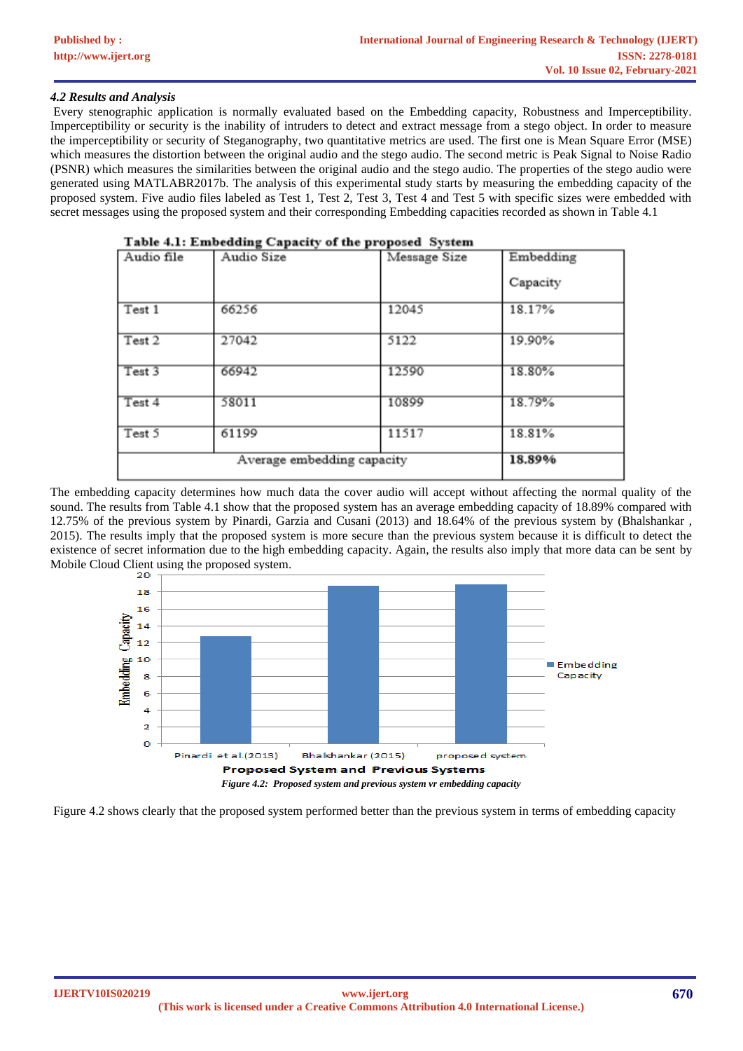### *4.2 Results and Analysis*

Every stenographic application is normally evaluated based on the Embedding capacity, Robustness and Imperceptibility. Imperceptibility or security is the inability of intruders to detect and extract message from a stego object. In order to measure the imperceptibility or security of Steganography, two quantitative metrics are used. The first one is Mean Square Error (MSE) which measures the distortion between the original audio and the stego audio. The second metric is Peak Signal to Noise Radio (PSNR) which measures the similarities between the original audio and the stego audio. The properties of the stego audio were generated using MATLABR2017b. The analysis of this experimental study starts by measuring the embedding capacity of the proposed system. Five audio files labeled as Test 1, Test 2, Test 3, Test 4 and Test 5 with specific sizes were embedded with secret messages using the proposed system and their corresponding Embedding capacities recorded as shown in Table 4.1

**Table 4.1: Embedding Capacity of the proposed System**

| Audio file | Audio Size | Message Size | Embedding Capacity |
|---|---|---|---|
| Test 1 | 66256 | 12045 | 18.17% |
| Test 2 | 27042 | 5122 | 19.90% |
| Test 3 | 66942 | 12590 | 18.80% |
| Test 4 | 58011 | 10899 | 18.79% |
| Test 5 | 61199 | 11517 | 18.81% |
| Average embedding capacity | | | **18.89%** |

The embedding capacity determines how much data the cover audio will accept without affecting the normal quality of the sound. The results from Table 4.1 show that the proposed system has an average embedding capacity of 18.89% compared with 12.75% of the previous system by Pinardi, Garzia and Cusani (2013) and 18.64% of the previous system by (Bhalshankar , 2015). The results imply that the proposed system is more secure than the previous system because it is difficult to detect the existence of secret information due to the high embedding capacity. Again, the results also imply that more data can be sent by Mobile Cloud Client using the proposed system.

*Figure 4.2: Proposed system and previous system vr embedding capacity*

Figure 4.2 shows clearly that the proposed system performed better than the previous system in terms of embedding capacity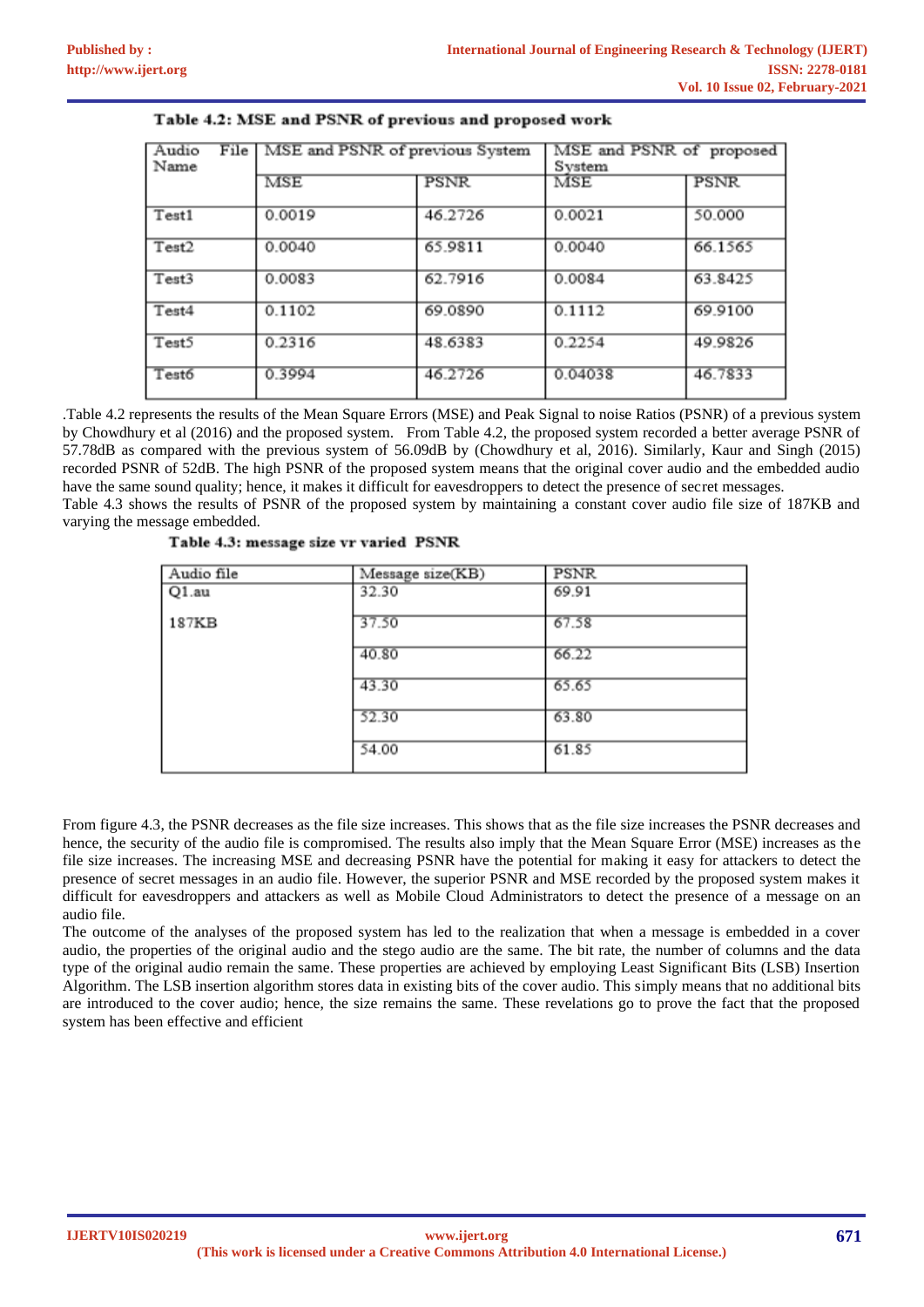**Table 4.2: MSE and PSNR of previous and proposed work**

| Audio File Name | MSE and PSNR of previous System | | MSE and PSNR of proposed System | |
|---|---|---|---|---|
| | MSE | PSNR | MSE | PSNR |
| Test1 | 0.0019 | 46.2726 | 0.0021 | 50.000 |
| Test2 | 0.0040 | 65.9811 | 0.0040 | 66.1565 |
| Test3 | 0.0083 | 62.7916 | 0.0084 | 63.8425 |
| Test4 | 0.1102 | 69.0890 | 0.1112 | 69.9100 |
| Test5 | 0.2316 | 48.6383 | 0.2254 | 49.9826 |
| Test6 | 0.3994 | 46.2726 | 0.04038 | 46.7833 |

.Table 4.2 represents the results of the Mean Square Errors (MSE) and Peak Signal to noise Ratios (PSNR) of a previous system by Chowdhury et al (2016) and the proposed system. From Table 4.2, the proposed system recorded a better average PSNR of 57.78dB as compared with the previous system of 56.09dB by (Chowdhury et al, 2016). Similarly, Kaur and Singh (2015) recorded PSNR of 52dB. The high PSNR of the proposed system means that the original cover audio and the embedded audio have the same sound quality; hence, it makes it difficult for eavesdroppers to detect the presence of secret messages.

Table 4.3 shows the results of PSNR of the proposed system by maintaining a constant cover audio file size of 187KB and varying the message embedded.

**Table 4.3: message size vr varied PSNR**

| Audio file | Message size(KB) | PSNR |
|---|---|---|
| Q1.au | 32.30 | 69.91 |
| 187KB | 37.50 | 67.58 |
| | 40.80 | 66.22 |
| | 43.30 | 65.65 |
| | 52.30 | 63.80 |
| | 54.00 | 61.85 |

From figure 4.3, the PSNR decreases as the file size increases. This shows that as the file size increases the PSNR decreases and hence, the security of the audio file is compromised. The results also imply that the Mean Square Error (MSE) increases as the file size increases. The increasing MSE and decreasing PSNR have the potential for making it easy for attackers to detect the presence of secret messages in an audio file. However, the superior PSNR and MSE recorded by the proposed system makes it difficult for eavesdroppers and attackers as well as Mobile Cloud Administrators to detect the presence of a message on an audio file.

The outcome of the analyses of the proposed system has led to the realization that when a message is embedded in a cover audio, the properties of the original audio and the stego audio are the same. The bit rate, the number of columns and the data type of the original audio remain the same. These properties are achieved by employing Least Significant Bits (LSB) Insertion Algorithm. The LSB insertion algorithm stores data in existing bits of the cover audio. This simply means that no additional bits are introduced to the cover audio; hence, the size remains the same. These revelations go to prove the fact that the proposed system has been effective and efficient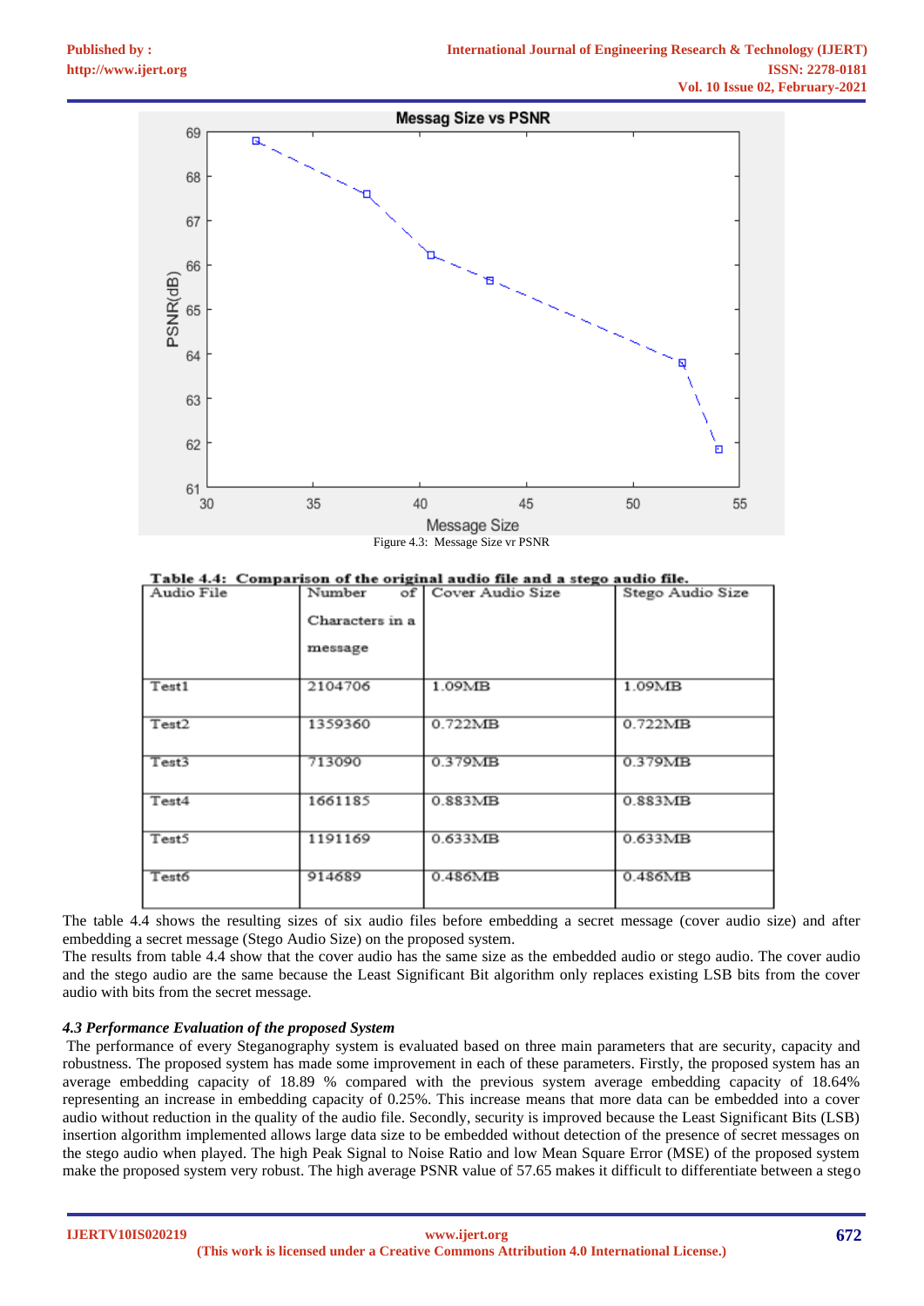Figure 4.3: Message Size vr PSNR

**Table 4.4: Comparison of the original audio file and a stego audio file.**

| Audio File | Number of Characters in a message | Cover Audio Size | Stego Audio Size |
|---|---|---|---|
| Test1 | 2104706 | 1.09MB | 1.09MB |
| Test2 | 1359360 | 0.722MB | 0.722MB |
| Test3 | 713090 | 0.379MB | 0.379MB |
| Test4 | 1661185 | 0.883MB | 0.883MB |
| Test5 | 1191169 | 0.633MB | 0.633MB |
| Test6 | 914689 | 0.486MB | 0.486MB |

The table 4.4 shows the resulting sizes of six audio files before embedding a secret message (cover audio size) and after embedding a secret message (Stego Audio Size) on the proposed system.

The results from table 4.4 show that the cover audio has the same size as the embedded audio or stego audio. The cover audio and the stego audio are the same because the Least Significant Bit algorithm only replaces existing LSB bits from the cover audio with bits from the secret message.

### *4.3 Performance Evaluation of the proposed System*

The performance of every Steganography system is evaluated based on three main parameters that are security, capacity and robustness. The proposed system has made some improvement in each of these parameters. Firstly, the proposed system has an average embedding capacity of 18.89 % compared with the previous system average embedding capacity of 18.64% representing an increase in embedding capacity of 0.25%. This increase means that more data can be embedded into a cover audio without reduction in the quality of the audio file. Secondly, security is improved because the Least Significant Bits (LSB) insertion algorithm implemented allows large data size to be embedded without detection of the presence of secret messages on the stego audio when played. The high Peak Signal to Noise Ratio and low Mean Square Error (MSE) of the proposed system make the proposed system very robust. The high average PSNR value of 57.65 makes it difficult to differentiate between a stego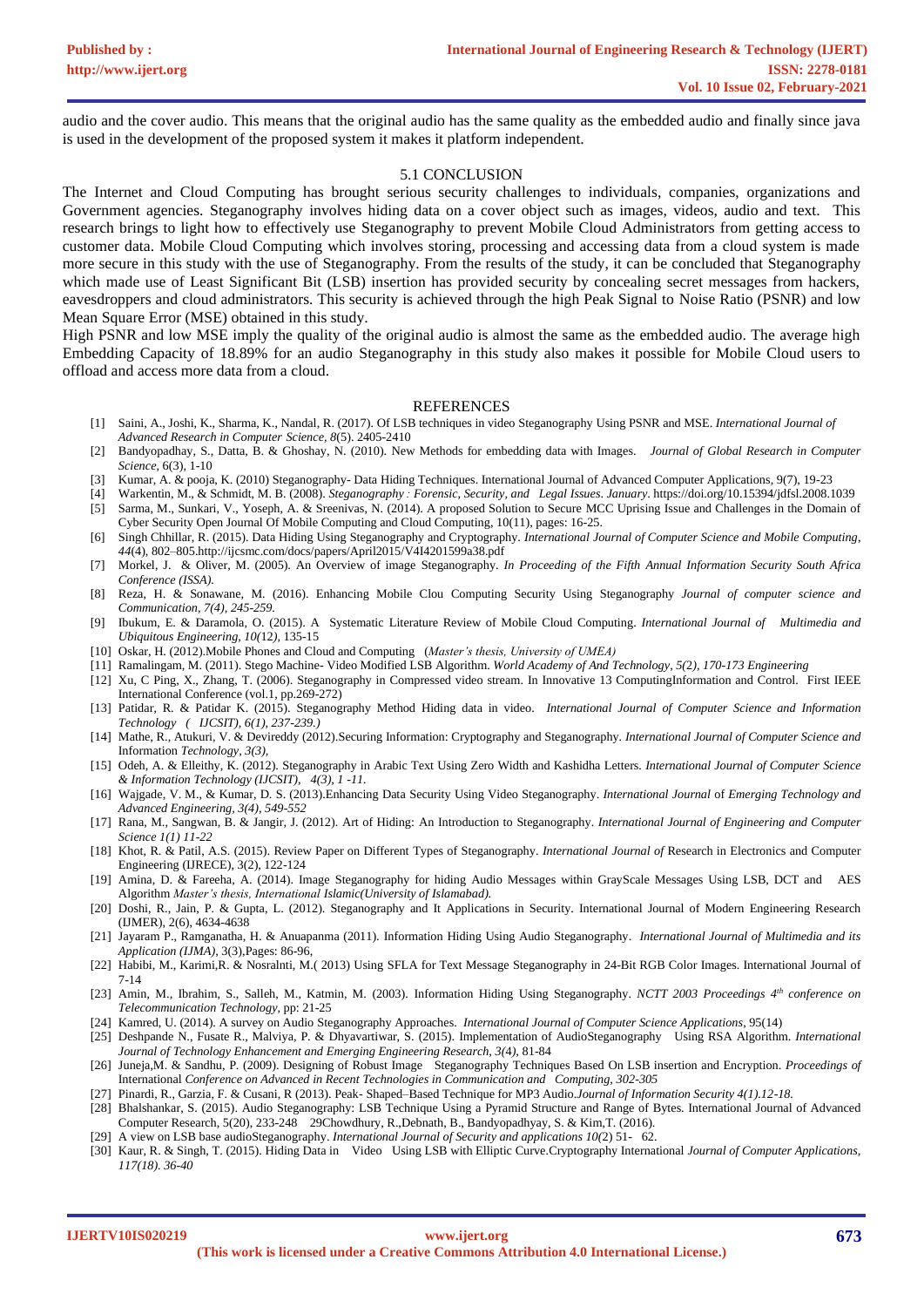audio and the cover audio. This means that the original audio has the same quality as the embedded audio and finally since java is used in the development of the proposed system it makes it platform independent.

## 5.1 CONCLUSION

The Internet and Cloud Computing has brought serious security challenges to individuals, companies, organizations and Government agencies. Steganography involves hiding data on a cover object such as images, videos, audio and text. This research brings to light how to effectively use Steganography to prevent Mobile Cloud Administrators from getting access to customer data. Mobile Cloud Computing which involves storing, processing and accessing data from a cloud system is made more secure in this study with the use of Steganography. From the results of the study, it can be concluded that Steganography which made use of Least Significant Bit (LSB) insertion has provided security by concealing secret messages from hackers, eavesdroppers and cloud administrators. This security is achieved through the high Peak Signal to Noise Ratio (PSNR) and low Mean Square Error (MSE) obtained in this study.

High PSNR and low MSE imply the quality of the original audio is almost the same as the embedded audio. The average high Embedding Capacity of 18.89% for an audio Steganography in this study also makes it possible for Mobile Cloud users to offload and access more data from a cloud.

## REFERENCES

[1] Saini, A., Joshi, K., Sharma, K., Nandal, R. (2017). Of LSB techniques in video Steganography Using PSNR and MSE. *International Journal of Advanced Research in Computer Science, 8*(5). 2405-2410

[2] Bandyopadhay, S., Datta, B. & Ghoshay, N. (2010). New Methods for embedding data with Images. *Journal of Global Research in Computer Science*, 6(3), 1-10

[3] Kumar, A. & pooja, K. (2010) Steganography- Data Hiding Techniques. International Journal of Advanced Computer Applications, 9(7), 19-23

[4] Warkentin, M., & Schmidt, M. B. (2008). *Steganography : Forensic, Security, and Legal Issues. January*. https://doi.org/10.15394/jdfsl.2008.1039

[5] Sarma, M., Sunkari, V., Yoseph, A. & Sreenivas, N. (2014). A proposed Solution to Secure MCC Uprising Issue and Challenges in the Domain of Cyber Security Open Journal Of Mobile Computing and Cloud Computing, 10(11), pages: 16-25.

[6] Singh Chhillar, R. (2015). Data Hiding Using Steganography and Cryptography. *International Journal of Computer Science and Mobile Computing*, *44*(4), 802–805.http://ijcsmc.com/docs/papers/April2015/V4I4201599a38.pdf

[7] Morkel, J. & Oliver, M. (2005). An Overview of image Steganography. *In Proceeding of the Fifth Annual Information Security South Africa Conference (ISSA).*

[8] Reza, H. & Sonawane, M. (2016). Enhancing Mobile Clou Computing Security Using Steganography *Journal of computer science and Communication, 7(4), 245-259.*

[9] Ibukum, E. & Daramola, O. (2015). A Systematic Literature Review of Mobile Cloud Computing. *International Journal of Multimedia and Ubiquitous Engineering, 10*(12*)*, 135-15

[10] Oskar, H. (2012).Mobile Phones and Cloud and Computing (*Master's thesis, University of UMEA)*

[11] Ramalingam, M. (2011). Stego Machine- Video Modified LSB Algorithm. *World Academy of And Technology, 5(2), 170-173 Engineering*

[12] Xu, C Ping, X., Zhang, T. (2006). Steganography in Compressed video stream. In Innovative 13 ComputingInformation and Control. First IEEE International Conference (vol.1, pp.269-272)

[13] Patidar, R. & Patidar K. (2015). Steganography Method Hiding data in video. *International Journal of Computer Science and Information Technology ( IJCSIT), 6(1), 237-239.)*

[14] Mathe, R., Atukuri, V. & Devireddy (2012).Securing Information: Cryptography and Steganography. *International Journal of Computer Science and* Information *Technology, 3(3),*

[15] Odeh, A. & Elleithy, K. (2012). Steganography in Arabic Text Using Zero Width and Kashidha Letters. *International Journal of Computer Science & Information Technology (IJCSIT), 4(3), 1 -11.*

[16] Wajgade, V. M., & Kumar, D. S. (2013).Enhancing Data Security Using Video Steganography. *International Journal* of *Emerging Technology and Advanced Engineering, 3(4), 549-552*

[17] Rana, M., Sangwan, B. & Jangir, J. (2012). Art of Hiding: An Introduction to Steganography. *International Journal of Engineering and Computer Science 1(1) 11-22*

[18] Khot, R. & Patil, A.S. (2015). Review Paper on Different Types of Steganography. *International Journal of* Research in Electronics and Computer Engineering (IJRECE), 3(2), 122-124

[19] Amina, D. & Fareeha, A. (2014). Image Steganography for hiding Audio Messages within GrayScale Messages Using LSB, DCT and AES Algorithm *Master's thesis, International Islamic(University of Islamabad).*

[20] Doshi, R., Jain, P. & Gupta, L. (2012). Steganography and It Applications in Security. International Journal of Modern Engineering Research (IJMER), 2(6), 4634-4638

[21] Jayaram P., Ramganatha, H. & Anuapanma (2011). Information Hiding Using Audio Steganography. *International Journal of Multimedia and its Application (IJMA)*, 3(3),Pages: 86-96,

[22] Habibi, M., Karimi,R. & Nosralnti, M.( 2013) Using SFLA for Text Message Steganography in 24-Bit RGB Color Images. International Journal of 7-14

[23] Amin, M., Ibrahim, S., Salleh, M., Katmin, M. (2003). Information Hiding Using Steganography. *NCTT 2003 Proceedings 4th conference on Telecommunication Technology*, pp: 21-25

[24] Kamred, U. (2014). A survey on Audio Steganography Approaches. *International Journal of Computer Science Applications*, 95(14)

[25] Deshpande N., Fusate R., Malviya, P. & Dhyavartiwar, S. (2015). Implementation of AudioSteganography Using RSA Algorithm. *International Journal of Technology Enhancement and Emerging Engineering Research, 3(4),* 81-84

[26] Juneja,M. & Sandhu, P. (2009). Designing of Robust Image Steganography Techniques Based On LSB insertion and Encryption. *Proceedings of* International *Conference on Advanced in Recent Technologies in Communication and Computing, 302-305*

[27] Pinardi, R., Garzia, F. & Cusani, R (2013). Peak- Shaped–Based Technique for MP3 Audio.*Journal of Information Security 4(1).12-18.*

[28] Bhalshankar, S. (2015). Audio Steganography: LSB Technique Using a Pyramid Structure and Range of Bytes. International Journal of Advanced Computer Research, 5(20), 233-248 29Chowdhury, R.,Debnath, B., Bandyopadhyay, S. & Kim,T. (2016).

[29] A view on LSB base audioSteganography. *International Journal of Security and applications 10*(2) 51- 62.

[30] Kaur, R. & Singh, T. (2015). Hiding Data in Video Using LSB with Elliptic Curve.Cryptography International *Journal of Computer Applications, 117(18). 36-40*